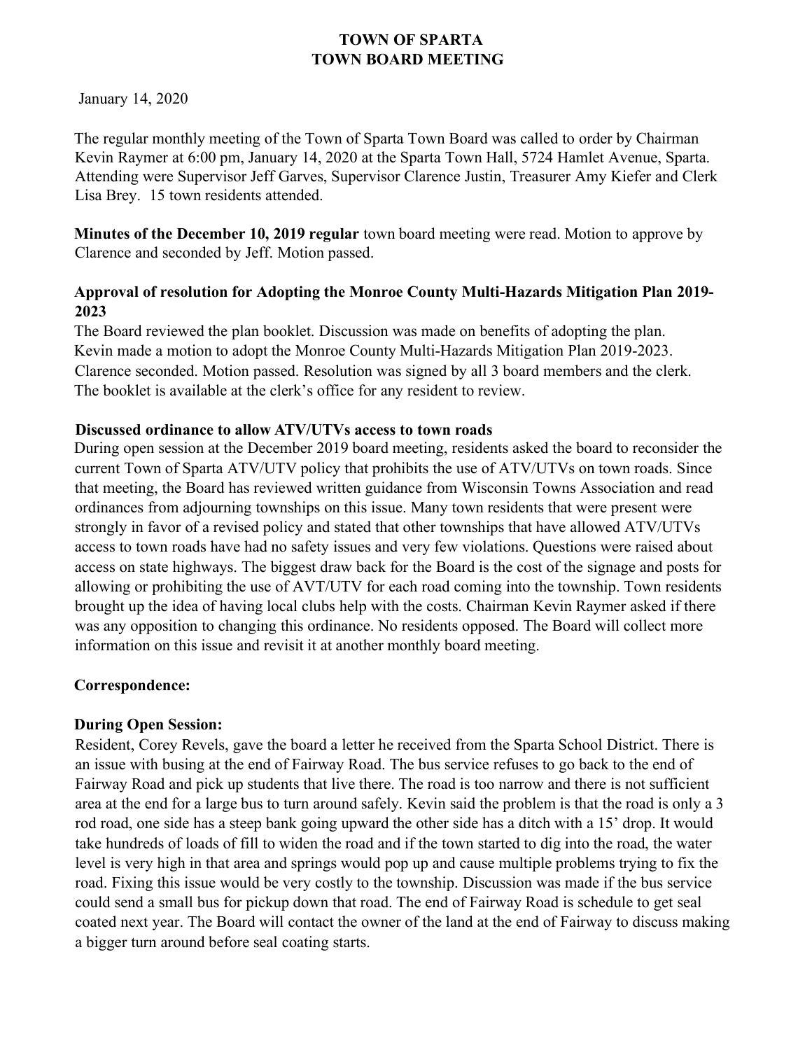# TOWN OF SPARTA
# TOWN BOARD MEETING

January 14, 2020

The regular monthly meeting of the Town of Sparta Town Board was called to order by Chairman Kevin Raymer at 6:00 pm, January 14, 2020 at the Sparta Town Hall, 5724 Hamlet Avenue, Sparta. Attending were Supervisor Jeff Garves, Supervisor Clarence Justin, Treasurer Amy Kiefer and Clerk Lisa Brey. 15 town residents attended.

**Minutes of the December 10, 2019 regular** town board meeting were read. Motion to approve by Clarence and seconded by Jeff. Motion passed.

### Approval of resolution for Adopting the Monroe County Multi-Hazards Mitigation Plan 2019-2023

The Board reviewed the plan booklet. Discussion was made on benefits of adopting the plan. Kevin made a motion to adopt the Monroe County Multi-Hazards Mitigation Plan 2019-2023. Clarence seconded. Motion passed. Resolution was signed by all 3 board members and the clerk. The booklet is available at the clerk's office for any resident to review.

### Discussed ordinance to allow ATV/UTVs access to town roads

During open session at the December 2019 board meeting, residents asked the board to reconsider the current Town of Sparta ATV/UTV policy that prohibits the use of ATV/UTVs on town roads. Since that meeting, the Board has reviewed written guidance from Wisconsin Towns Association and read ordinances from adjourning townships on this issue. Many town residents that were present were strongly in favor of a revised policy and stated that other townships that have allowed ATV/UTVs access to town roads have had no safety issues and very few violations. Questions were raised about access on state highways. The biggest draw back for the Board is the cost of the signage and posts for allowing or prohibiting the use of AVT/UTV for each road coming into the township. Town residents brought up the idea of having local clubs help with the costs. Chairman Kevin Raymer asked if there was any opposition to changing this ordinance. No residents opposed. The Board will collect more information on this issue and revisit it at another monthly board meeting.

### Correspondence:

### During Open Session:

Resident, Corey Revels, gave the board a letter he received from the Sparta School District. There is an issue with busing at the end of Fairway Road. The bus service refuses to go back to the end of Fairway Road and pick up students that live there. The road is too narrow and there is not sufficient area at the end for a large bus to turn around safely. Kevin said the problem is that the road is only a 3 rod road, one side has a steep bank going upward the other side has a ditch with a 15' drop. It would take hundreds of loads of fill to widen the road and if the town started to dig into the road, the water level is very high in that area and springs would pop up and cause multiple problems trying to fix the road. Fixing this issue would be very costly to the township. Discussion was made if the bus service could send a small bus for pickup down that road. The end of Fairway Road is schedule to get seal coated next year. The Board will contact the owner of the land at the end of Fairway to discuss making a bigger turn around before seal coating starts.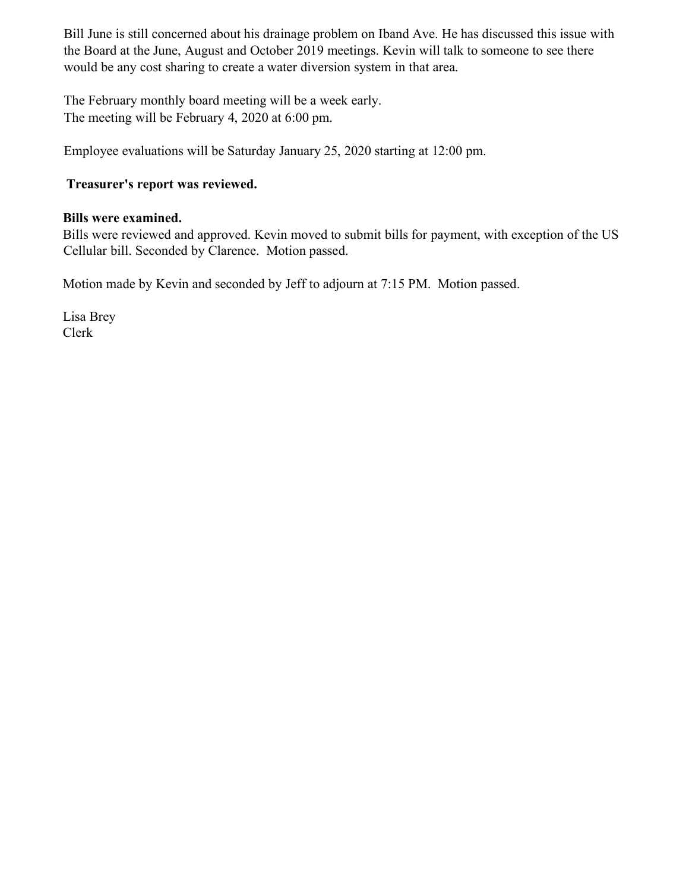Bill June is still concerned about his drainage problem on Iband Ave. He has discussed this issue with the Board at the June, August and October 2019 meetings. Kevin will talk to someone to see there would be any cost sharing to create a water diversion system in that area.

The February monthly board meeting will be a week early.
The meeting will be February 4, 2020 at 6:00 pm.

Employee evaluations will be Saturday January 25, 2020 starting at 12:00 pm.

**Treasurer's report was reviewed.**

**Bills were examined.**
Bills were reviewed and approved. Kevin moved to submit bills for payment, with exception of the US Cellular bill. Seconded by Clarence. Motion passed.

Motion made by Kevin and seconded by Jeff to adjourn at 7:15 PM. Motion passed.

Lisa Brey
Clerk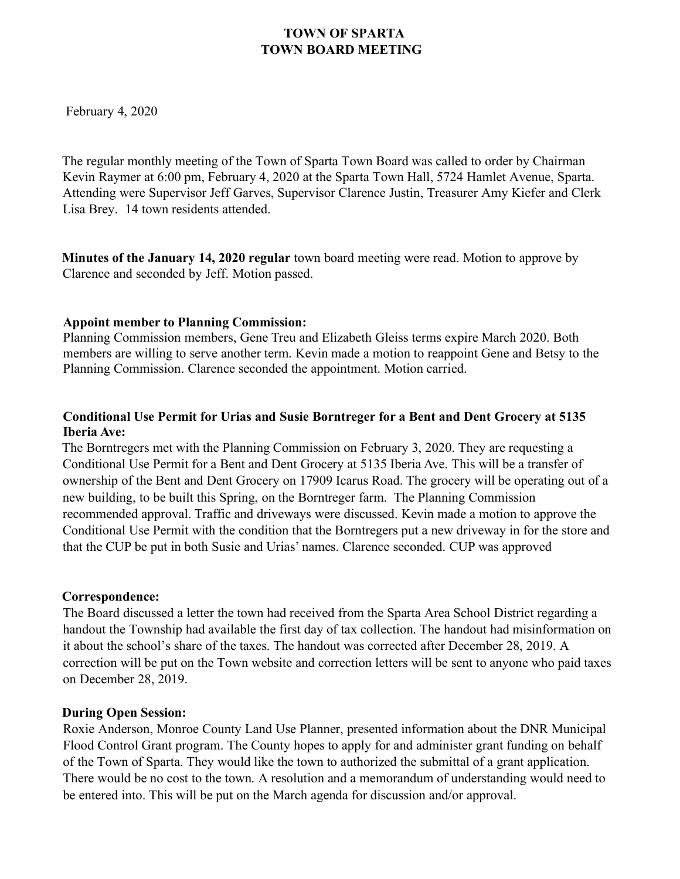# TOWN OF SPARTA
# TOWN BOARD MEETING

February 4, 2020

The regular monthly meeting of the Town of Sparta Town Board was called to order by Chairman Kevin Raymer at 6:00 pm, February 4, 2020 at the Sparta Town Hall, 5724 Hamlet Avenue, Sparta. Attending were Supervisor Jeff Garves, Supervisor Clarence Justin, Treasurer Amy Kiefer and Clerk Lisa Brey. 14 town residents attended.

**Minutes of the January 14, 2020 regular** town board meeting were read. Motion to approve by Clarence and seconded by Jeff. Motion passed.

**Appoint member to Planning Commission:**
Planning Commission members, Gene Treu and Elizabeth Gleiss terms expire March 2020. Both members are willing to serve another term. Kevin made a motion to reappoint Gene and Betsy to the Planning Commission. Clarence seconded the appointment. Motion carried.

**Conditional Use Permit for Urias and Susie Borntreger for a Bent and Dent Grocery at 5135 Iberia Ave:**
The Borntregers met with the Planning Commission on February 3, 2020. They are requesting a Conditional Use Permit for a Bent and Dent Grocery at 5135 Iberia Ave. This will be a transfer of ownership of the Bent and Dent Grocery on 17909 Icarus Road. The grocery will be operating out of a new building, to be built this Spring, on the Borntreger farm. The Planning Commission recommended approval. Traffic and driveways were discussed. Kevin made a motion to approve the Conditional Use Permit with the condition that the Borntregers put a new driveway in for the store and that the CUP be put in both Susie and Urias' names. Clarence seconded. CUP was approved

**Correspondence:**
The Board discussed a letter the town had received from the Sparta Area School District regarding a handout the Township had available the first day of tax collection. The handout had misinformation on it about the school's share of the taxes. The handout was corrected after December 28, 2019. A correction will be put on the Town website and correction letters will be sent to anyone who paid taxes on December 28, 2019.

**During Open Session:**
Roxie Anderson, Monroe County Land Use Planner, presented information about the DNR Municipal Flood Control Grant program. The County hopes to apply for and administer grant funding on behalf of the Town of Sparta. They would like the town to authorized the submittal of a grant application. There would be no cost to the town. A resolution and a memorandum of understanding would need to be entered into. This will be put on the March agenda for discussion and/or approval.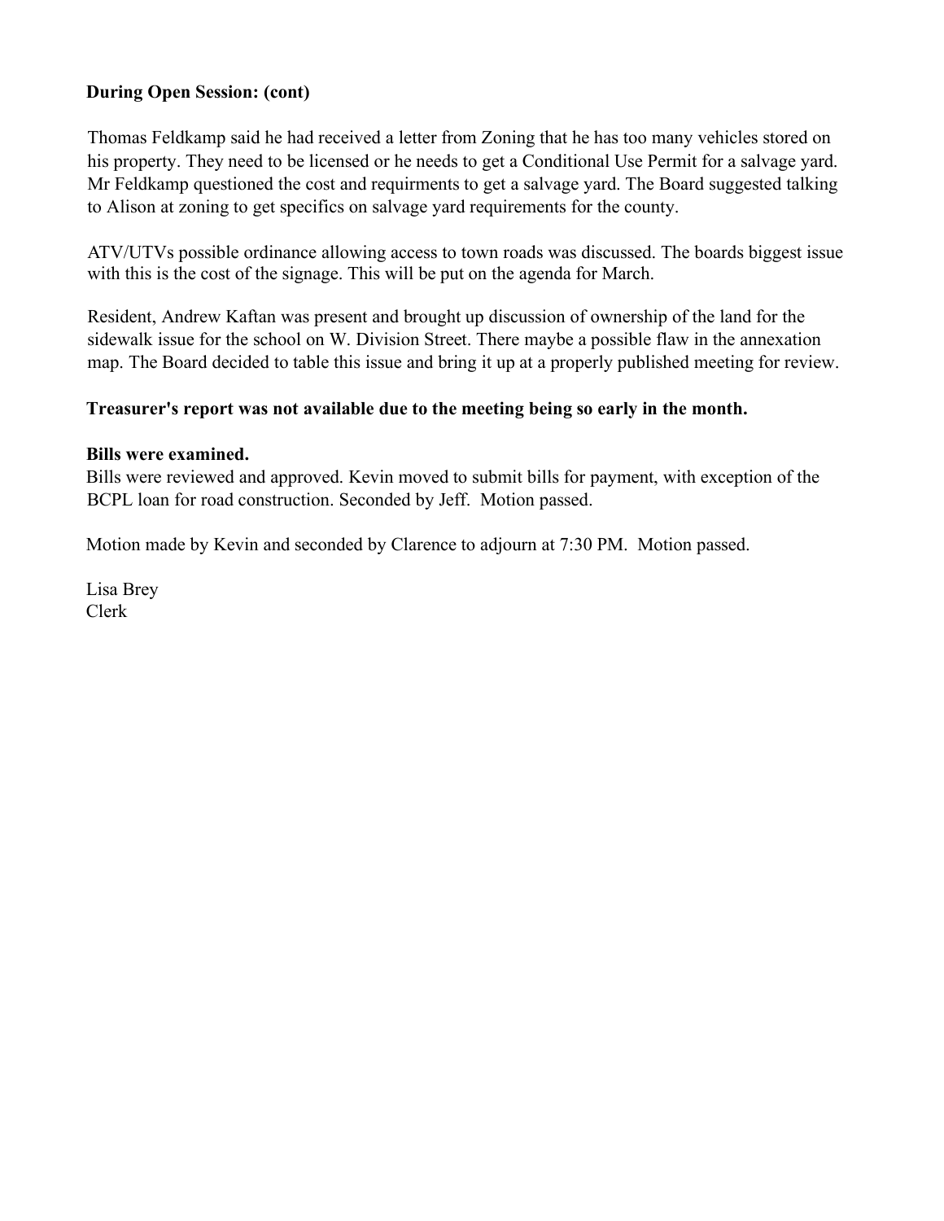**During Open Session: (cont)**

Thomas Feldkamp said he had received a letter from Zoning that he has too many vehicles stored on his property. They need to be licensed or he needs to get a Conditional Use Permit for a salvage yard. Mr Feldkamp questioned the cost and requirments to get a salvage yard. The Board suggested talking to Alison at zoning to get specifics on salvage yard requirements for the county.

ATV/UTVs possible ordinance allowing access to town roads was discussed. The boards biggest issue with this is the cost of the signage. This will be put on the agenda for March.

Resident, Andrew Kaftan was present and brought up discussion of ownership of the land for the sidewalk issue for the school on W. Division Street. There maybe a possible flaw in the annexation map. The Board decided to table this issue and bring it up at a properly published meeting for review.

**Treasurer's report was not available due to the meeting being so early in the month.**

**Bills were examined.**

Bills were reviewed and approved. Kevin moved to submit bills for payment, with exception of the BCPL loan for road construction. Seconded by Jeff. Motion passed.

Motion made by Kevin and seconded by Clarence to adjourn at 7:30 PM. Motion passed.

Lisa Brey
Clerk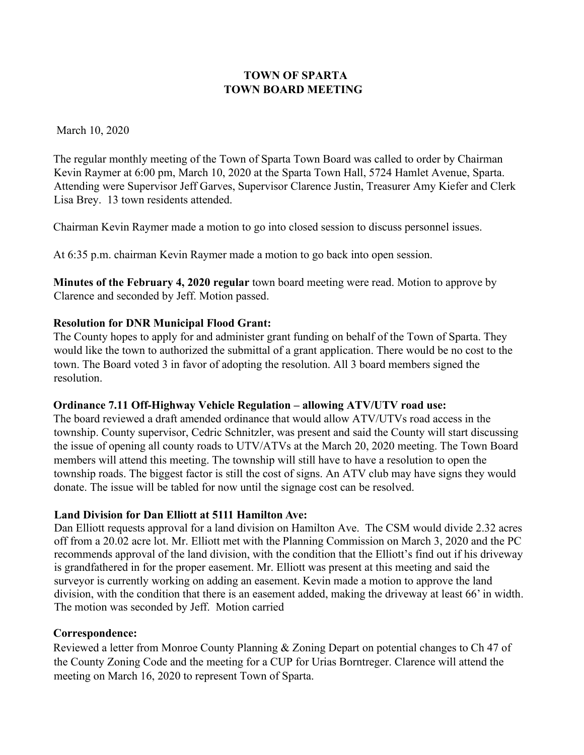# TOWN OF SPARTA
# TOWN BOARD MEETING

March 10, 2020

The regular monthly meeting of the Town of Sparta Town Board was called to order by Chairman Kevin Raymer at 6:00 pm, March 10, 2020 at the Sparta Town Hall, 5724 Hamlet Avenue, Sparta. Attending were Supervisor Jeff Garves, Supervisor Clarence Justin, Treasurer Amy Kiefer and Clerk Lisa Brey. 13 town residents attended.

Chairman Kevin Raymer made a motion to go into closed session to discuss personnel issues.

At 6:35 p.m. chairman Kevin Raymer made a motion to go back into open session.

**Minutes of the February 4, 2020 regular** town board meeting were read. Motion to approve by Clarence and seconded by Jeff. Motion passed.

**Resolution for DNR Municipal Flood Grant:**
The County hopes to apply for and administer grant funding on behalf of the Town of Sparta. They would like the town to authorized the submittal of a grant application. There would be no cost to the town. The Board voted 3 in favor of adopting the resolution. All 3 board members signed the resolution.

**Ordinance 7.11 Off-Highway Vehicle Regulation – allowing ATV/UTV road use:**
The board reviewed a draft amended ordinance that would allow ATV/UTVs road access in the township. County supervisor, Cedric Schnitzler, was present and said the County will start discussing the issue of opening all county roads to UTV/ATVs at the March 20, 2020 meeting. The Town Board members will attend this meeting. The township will still have to have a resolution to open the township roads. The biggest factor is still the cost of signs. An ATV club may have signs they would donate. The issue will be tabled for now until the signage cost can be resolved.

**Land Division for Dan Elliott at 5111 Hamilton Ave:**
Dan Elliott requests approval for a land division on Hamilton Ave. The CSM would divide 2.32 acres off from a 20.02 acre lot. Mr. Elliott met with the Planning Commission on March 3, 2020 and the PC recommends approval of the land division, with the condition that the Elliott's find out if his driveway is grandfathered in for the proper easement. Mr. Elliott was present at this meeting and said the surveyor is currently working on adding an easement. Kevin made a motion to approve the land division, with the condition that there is an easement added, making the driveway at least 66' in width. The motion was seconded by Jeff. Motion carried

**Correspondence:**
Reviewed a letter from Monroe County Planning & Zoning Depart on potential changes to Ch 47 of the County Zoning Code and the meeting for a CUP for Urias Borntreger. Clarence will attend the meeting on March 16, 2020 to represent Town of Sparta.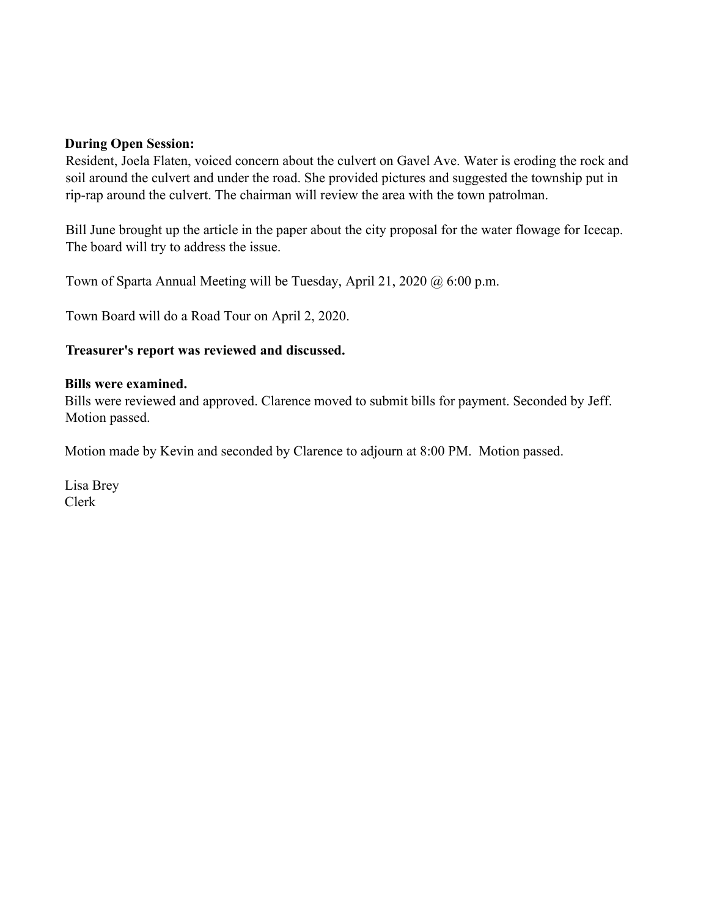**During Open Session:**

Resident, Joela Flaten, voiced concern about the culvert on Gavel Ave. Water is eroding the rock and soil around the culvert and under the road. She provided pictures and suggested the township put in rip-rap around the culvert. The chairman will review the area with the town patrolman.

Bill June brought up the article in the paper about the city proposal for the water flowage for Icecap. The board will try to address the issue.

Town of Sparta Annual Meeting will be Tuesday, April 21, 2020 @ 6:00 p.m.

Town Board will do a Road Tour on April 2, 2020.

**Treasurer's report was reviewed and discussed.**

**Bills were examined.**

Bills were reviewed and approved. Clarence moved to submit bills for payment. Seconded by Jeff. Motion passed.

Motion made by Kevin and seconded by Clarence to adjourn at 8:00 PM. Motion passed.

Lisa Brey
Clerk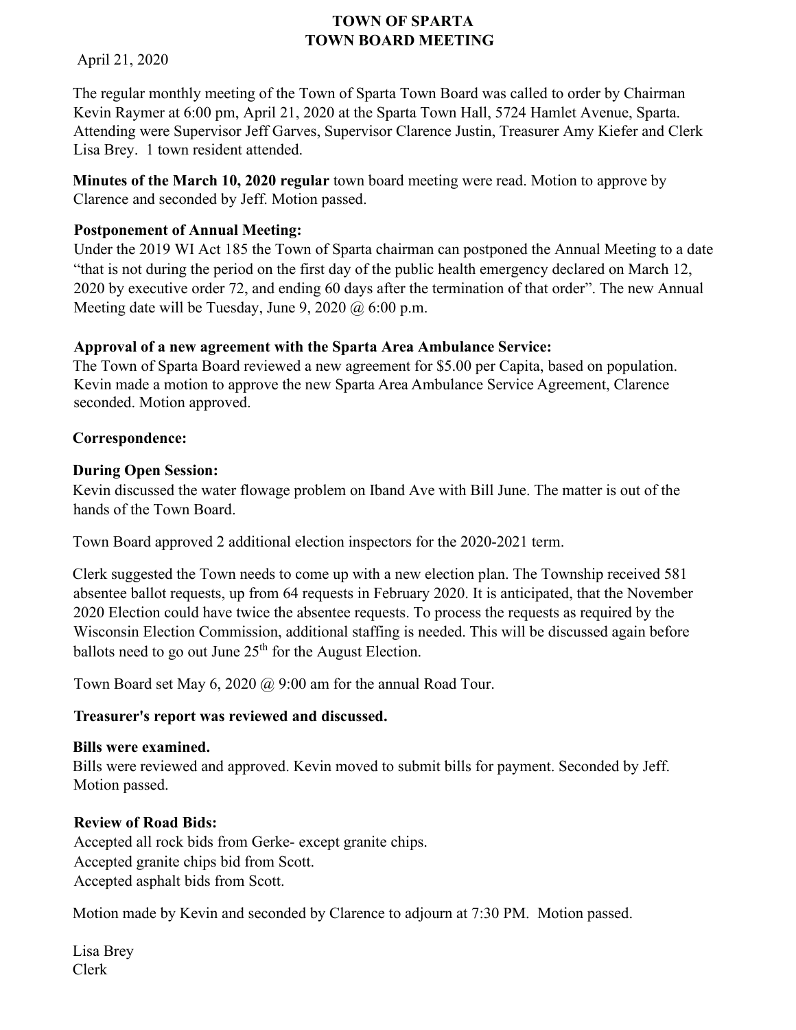# TOWN OF SPARTA
# TOWN BOARD MEETING

April 21, 2020

The regular monthly meeting of the Town of Sparta Town Board was called to order by Chairman Kevin Raymer at 6:00 pm, April 21, 2020 at the Sparta Town Hall, 5724 Hamlet Avenue, Sparta. Attending were Supervisor Jeff Garves, Supervisor Clarence Justin, Treasurer Amy Kiefer and Clerk Lisa Brey. 1 town resident attended.

**Minutes of the March 10, 2020 regular** town board meeting were read. Motion to approve by Clarence and seconded by Jeff. Motion passed.

**Postponement of Annual Meeting:**
Under the 2019 WI Act 185 the Town of Sparta chairman can postponed the Annual Meeting to a date "that is not during the period on the first day of the public health emergency declared on March 12, 2020 by executive order 72, and ending 60 days after the termination of that order". The new Annual Meeting date will be Tuesday, June 9, 2020 @ 6:00 p.m.

**Approval of a new agreement with the Sparta Area Ambulance Service:**
The Town of Sparta Board reviewed a new agreement for $5.00 per Capita, based on population. Kevin made a motion to approve the new Sparta Area Ambulance Service Agreement, Clarence seconded. Motion approved.

**Correspondence:**

**During Open Session:**
Kevin discussed the water flowage problem on Iband Ave with Bill June. The matter is out of the hands of the Town Board.

Town Board approved 2 additional election inspectors for the 2020-2021 term.

Clerk suggested the Town needs to come up with a new election plan. The Township received 581 absentee ballot requests, up from 64 requests in February 2020. It is anticipated, that the November 2020 Election could have twice the absentee requests. To process the requests as required by the Wisconsin Election Commission, additional staffing is needed. This will be discussed again before ballots need to go out June 25th for the August Election.

Town Board set May 6, 2020 @ 9:00 am for the annual Road Tour.

**Treasurer's report was reviewed and discussed.**

**Bills were examined.**
Bills were reviewed and approved. Kevin moved to submit bills for payment. Seconded by Jeff. Motion passed.

**Review of Road Bids:**
Accepted all rock bids from Gerke- except granite chips.
Accepted granite chips bid from Scott.
Accepted asphalt bids from Scott.

Motion made by Kevin and seconded by Clarence to adjourn at 7:30 PM. Motion passed.

Lisa Brey
Clerk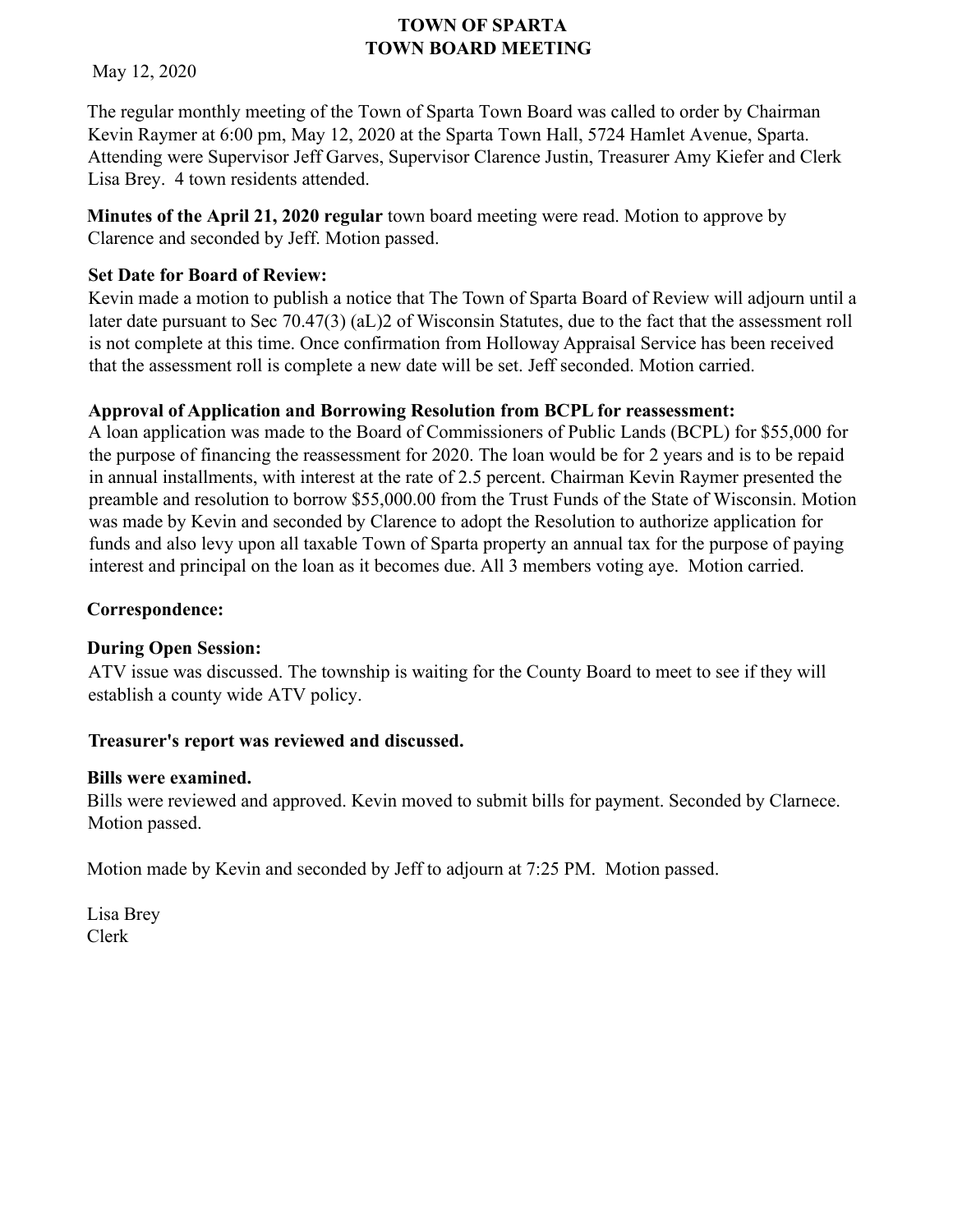# TOWN OF SPARTA
## TOWN BOARD MEETING

May 12, 2020

The regular monthly meeting of the Town of Sparta Town Board was called to order by Chairman Kevin Raymer at 6:00 pm, May 12, 2020 at the Sparta Town Hall, 5724 Hamlet Avenue, Sparta. Attending were Supervisor Jeff Garves, Supervisor Clarence Justin, Treasurer Amy Kiefer and Clerk Lisa Brey. 4 town residents attended.

**Minutes of the April 21, 2020 regular** town board meeting were read. Motion to approve by Clarence and seconded by Jeff. Motion passed.

**Set Date for Board of Review:**
Kevin made a motion to publish a notice that The Town of Sparta Board of Review will adjourn until a later date pursuant to Sec 70.47(3) (aL)2 of Wisconsin Statutes, due to the fact that the assessment roll is not complete at this time. Once confirmation from Holloway Appraisal Service has been received that the assessment roll is complete a new date will be set. Jeff seconded. Motion carried.

**Approval of Application and Borrowing Resolution from BCPL for reassessment:**
A loan application was made to the Board of Commissioners of Public Lands (BCPL) for $55,000 for the purpose of financing the reassessment for 2020. The loan would be for 2 years and is to be repaid in annual installments, with interest at the rate of 2.5 percent. Chairman Kevin Raymer presented the preamble and resolution to borrow $55,000.00 from the Trust Funds of the State of Wisconsin. Motion was made by Kevin and seconded by Clarence to adopt the Resolution to authorize application for funds and also levy upon all taxable Town of Sparta property an annual tax for the purpose of paying interest and principal on the loan as it becomes due. All 3 members voting aye. Motion carried.

**Correspondence:**

**During Open Session:**
ATV issue was discussed. The township is waiting for the County Board to meet to see if they will establish a county wide ATV policy.

**Treasurer's report was reviewed and discussed.**

**Bills were examined.**
Bills were reviewed and approved. Kevin moved to submit bills for payment. Seconded by Clarnece. Motion passed.

Motion made by Kevin and seconded by Jeff to adjourn at 7:25 PM. Motion passed.

Lisa Brey
Clerk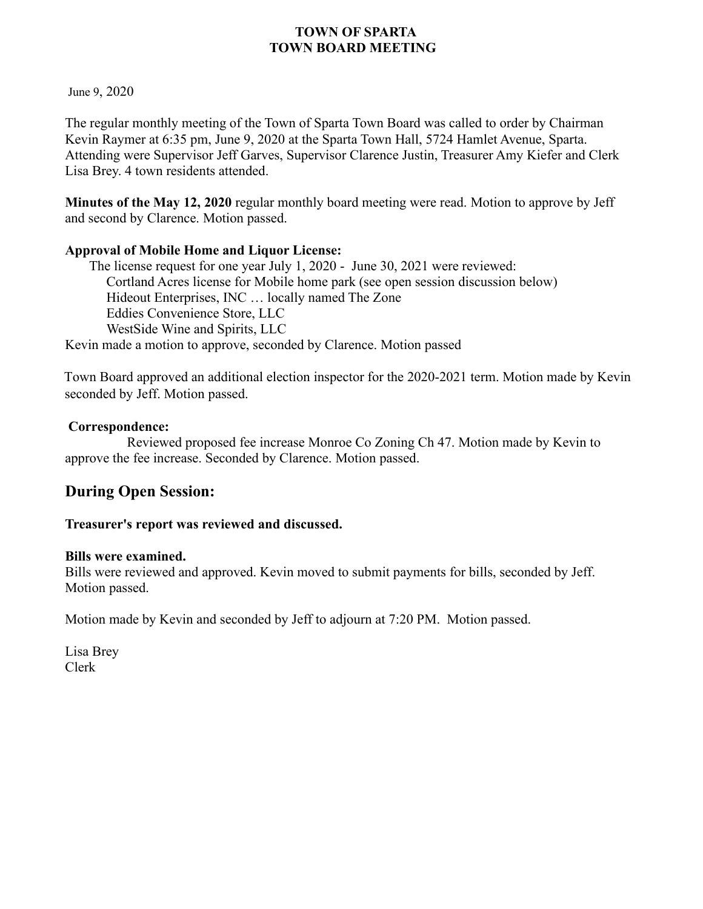**TOWN OF SPARTA**
**TOWN BOARD MEETING**

June 9, 2020

The regular monthly meeting of the Town of Sparta Town Board was called to order by Chairman Kevin Raymer at 6:35 pm, June 9, 2020 at the Sparta Town Hall, 5724 Hamlet Avenue, Sparta. Attending were Supervisor Jeff Garves, Supervisor Clarence Justin, Treasurer Amy Kiefer and Clerk Lisa Brey. 4 town residents attended.

**Minutes of the May 12, 2020** regular monthly board meeting were read. Motion to approve by Jeff and second by Clarence. Motion passed.

**Approval of Mobile Home and Liquor License:**

The license request for one year July 1, 2020 - June 30, 2021 were reviewed:

Cortland Acres license for Mobile home park (see open session discussion below)
Hideout Enterprises, INC … locally named The Zone
Eddies Convenience Store, LLC
WestSide Wine and Spirits, LLC

Kevin made a motion to approve, seconded by Clarence. Motion passed

Town Board approved an additional election inspector for the 2020-2021 term. Motion made by Kevin seconded by Jeff. Motion passed.

**Correspondence:**

Reviewed proposed fee increase Monroe Co Zoning Ch 47. Motion made by Kevin to approve the fee increase. Seconded by Clarence. Motion passed.

## During Open Session:

**Treasurer's report was reviewed and discussed.**

**Bills were examined.**

Bills were reviewed and approved. Kevin moved to submit payments for bills, seconded by Jeff. Motion passed.

Motion made by Kevin and seconded by Jeff to adjourn at 7:20 PM. Motion passed.

Lisa Brey
Clerk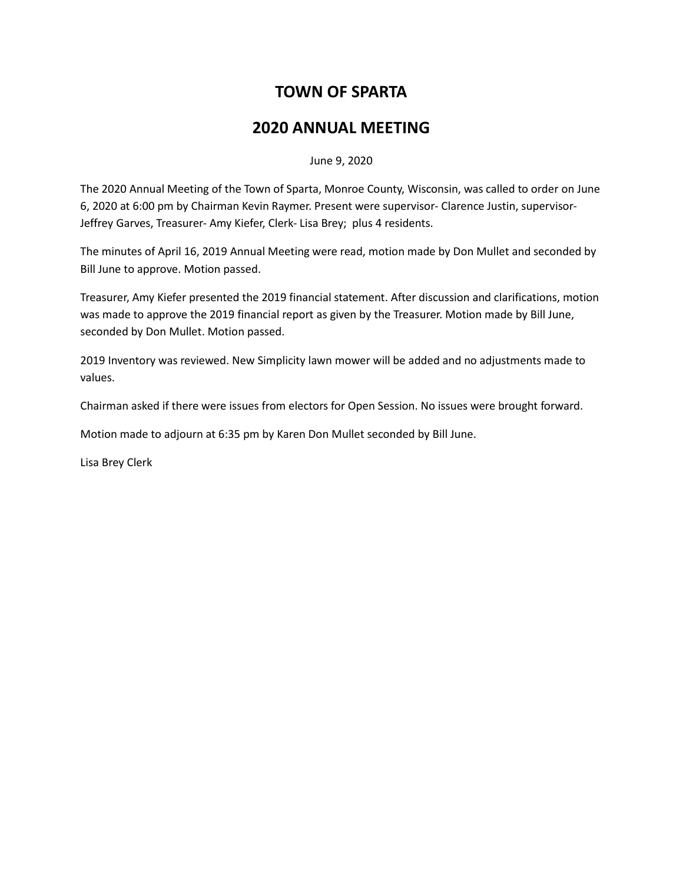# TOWN OF SPARTA

# 2020 ANNUAL MEETING

June 9, 2020

The 2020 Annual Meeting of the Town of Sparta, Monroe County, Wisconsin, was called to order on June 6, 2020 at 6:00 pm by Chairman Kevin Raymer. Present were supervisor- Clarence Justin, supervisor- Jeffrey Garves, Treasurer- Amy Kiefer, Clerk- Lisa Brey; plus 4 residents.

The minutes of April 16, 2019 Annual Meeting were read, motion made by Don Mullet and seconded by Bill June to approve. Motion passed.

Treasurer, Amy Kiefer presented the 2019 financial statement. After discussion and clarifications, motion was made to approve the 2019 financial report as given by the Treasurer. Motion made by Bill June, seconded by Don Mullet. Motion passed.

2019 Inventory was reviewed. New Simplicity lawn mower will be added and no adjustments made to values.

Chairman asked if there were issues from electors for Open Session. No issues were brought forward.

Motion made to adjourn at 6:35 pm by Karen Don Mullet seconded by Bill June.

Lisa Brey Clerk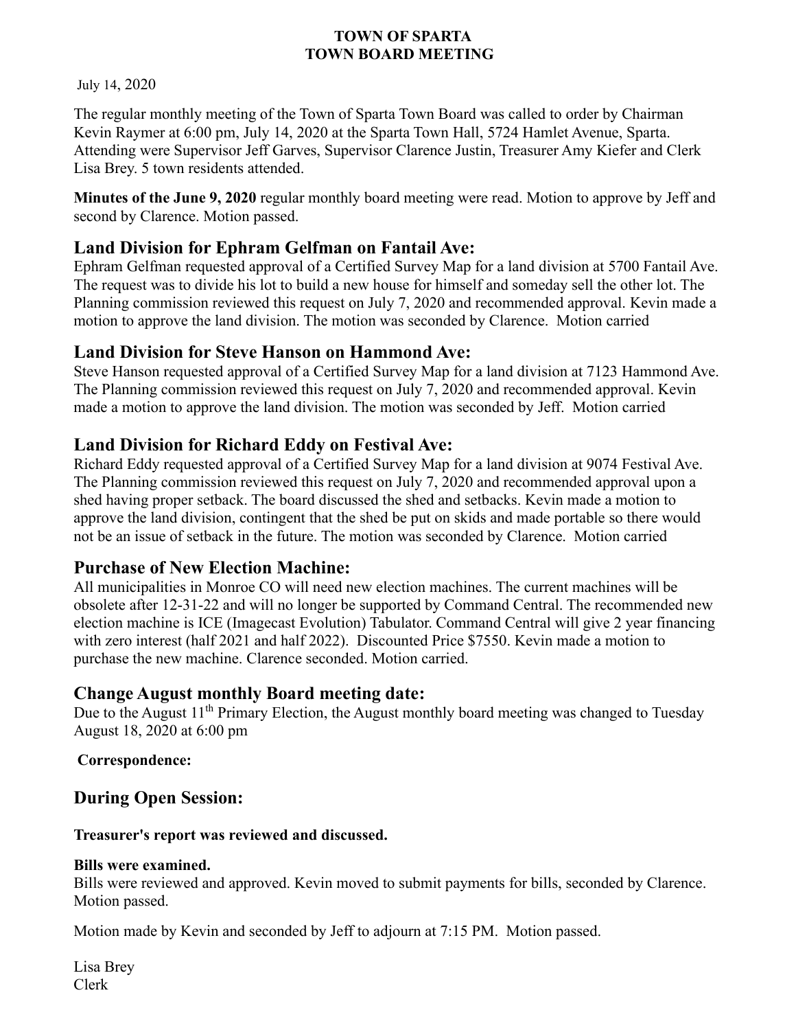**TOWN OF SPARTA**
**TOWN BOARD MEETING**

July 14, 2020

The regular monthly meeting of the Town of Sparta Town Board was called to order by Chairman Kevin Raymer at 6:00 pm, July 14, 2020 at the Sparta Town Hall, 5724 Hamlet Avenue, Sparta. Attending were Supervisor Jeff Garves, Supervisor Clarence Justin, Treasurer Amy Kiefer and Clerk Lisa Brey. 5 town residents attended.

**Minutes of the June 9, 2020** regular monthly board meeting were read. Motion to approve by Jeff and second by Clarence. Motion passed.

## Land Division for Ephram Gelfman on Fantail Ave:

Ephram Gelfman requested approval of a Certified Survey Map for a land division at 5700 Fantail Ave. The request was to divide his lot to build a new house for himself and someday sell the other lot. The Planning commission reviewed this request on July 7, 2020 and recommended approval. Kevin made a motion to approve the land division. The motion was seconded by Clarence. Motion carried

## Land Division for Steve Hanson on Hammond Ave:

Steve Hanson requested approval of a Certified Survey Map for a land division at 7123 Hammond Ave. The Planning commission reviewed this request on July 7, 2020 and recommended approval. Kevin made a motion to approve the land division. The motion was seconded by Jeff. Motion carried

## Land Division for Richard Eddy on Festival Ave:

Richard Eddy requested approval of a Certified Survey Map for a land division at 9074 Festival Ave. The Planning commission reviewed this request on July 7, 2020 and recommended approval upon a shed having proper setback. The board discussed the shed and setbacks. Kevin made a motion to approve the land division, contingent that the shed be put on skids and made portable so there would not be an issue of setback in the future. The motion was seconded by Clarence. Motion carried

## Purchase of New Election Machine:

All municipalities in Monroe CO will need new election machines. The current machines will be obsolete after 12-31-22 and will no longer be supported by Command Central. The recommended new election machine is ICE (Imagecast Evolution) Tabulator. Command Central will give 2 year financing with zero interest (half 2021 and half 2022). Discounted Price $7550. Kevin made a motion to purchase the new machine. Clarence seconded. Motion carried.

## Change August monthly Board meeting date:

Due to the August 11th Primary Election, the August monthly board meeting was changed to Tuesday August 18, 2020 at 6:00 pm

**Correspondence:**

## During Open Session:

**Treasurer's report was reviewed and discussed.**

**Bills were examined.**
Bills were reviewed and approved. Kevin moved to submit payments for bills, seconded by Clarence. Motion passed.

Motion made by Kevin and seconded by Jeff to adjourn at 7:15 PM. Motion passed.

Lisa Brey
Clerk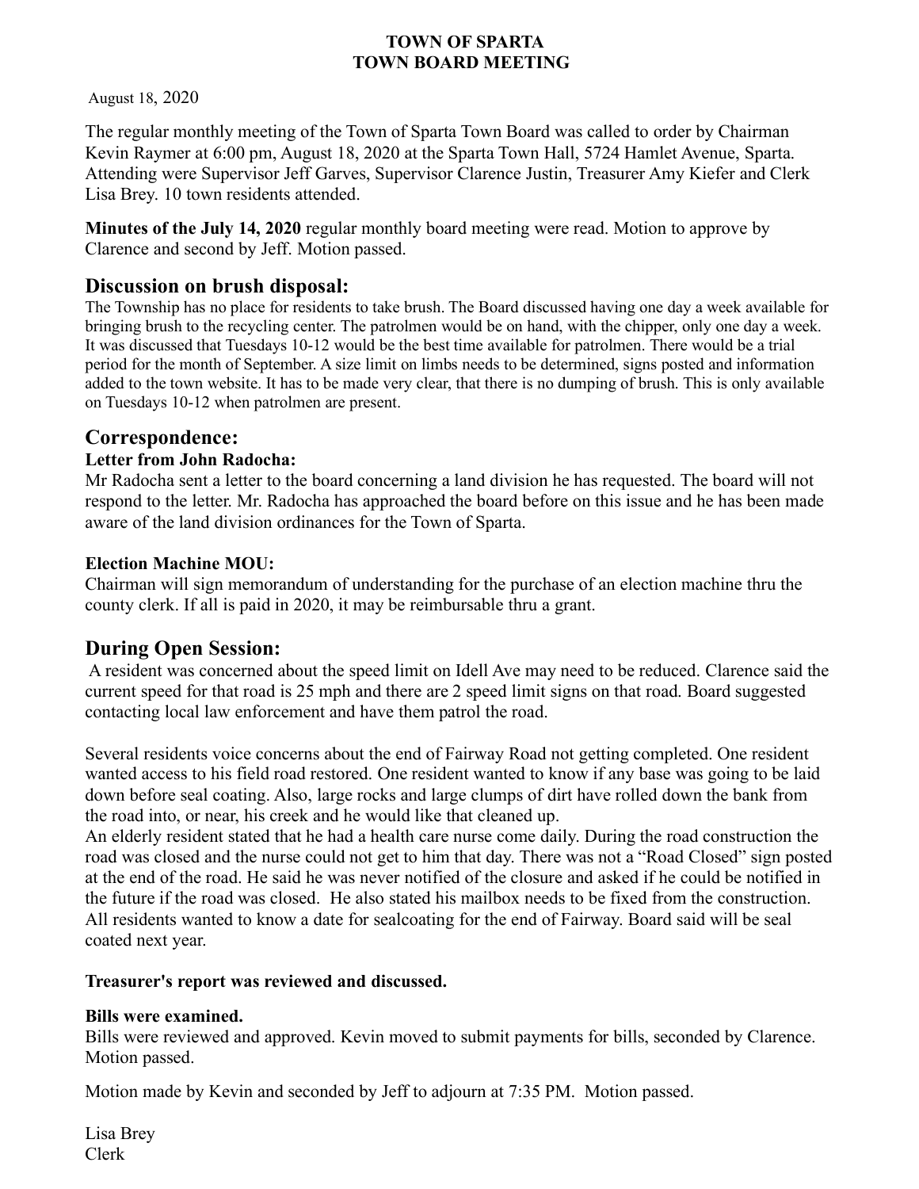**TOWN OF SPARTA**
**TOWN BOARD MEETING**

August 18, 2020

The regular monthly meeting of the Town of Sparta Town Board was called to order by Chairman Kevin Raymer at 6:00 pm, August 18, 2020 at the Sparta Town Hall, 5724 Hamlet Avenue, Sparta. Attending were Supervisor Jeff Garves, Supervisor Clarence Justin, Treasurer Amy Kiefer and Clerk Lisa Brey. 10 town residents attended.

**Minutes of the July 14, 2020** regular monthly board meeting were read. Motion to approve by Clarence and second by Jeff. Motion passed.

## Discussion on brush disposal:

The Township has no place for residents to take brush. The Board discussed having one day a week available for bringing brush to the recycling center. The patrolmen would be on hand, with the chipper, only one day a week. It was discussed that Tuesdays 10-12 would be the best time available for patrolmen. There would be a trial period for the month of September. A size limit on limbs needs to be determined, signs posted and information added to the town website. It has to be made very clear, that there is no dumping of brush. This is only available on Tuesdays 10-12 when patrolmen are present.

## Correspondence:

### Letter from John Radocha:

Mr Radocha sent a letter to the board concerning a land division he has requested. The board will not respond to the letter. Mr. Radocha has approached the board before on this issue and he has been made aware of the land division ordinances for the Town of Sparta.

### Election Machine MOU:

Chairman will sign memorandum of understanding for the purchase of an election machine thru the county clerk. If all is paid in 2020, it may be reimbursable thru a grant.

## During Open Session:

A resident was concerned about the speed limit on Idell Ave may need to be reduced. Clarence said the current speed for that road is 25 mph and there are 2 speed limit signs on that road. Board suggested contacting local law enforcement and have them patrol the road.

Several residents voice concerns about the end of Fairway Road not getting completed. One resident wanted access to his field road restored. One resident wanted to know if any base was going to be laid down before seal coating. Also, large rocks and large clumps of dirt have rolled down the bank from the road into, or near, his creek and he would like that cleaned up.
An elderly resident stated that he had a health care nurse come daily. During the road construction the road was closed and the nurse could not get to him that day. There was not a "Road Closed" sign posted at the end of the road. He said he was never notified of the closure and asked if he could be notified in the future if the road was closed. He also stated his mailbox needs to be fixed from the construction.
All residents wanted to know a date for sealcoating for the end of Fairway. Board said will be seal coated next year.

**Treasurer's report was reviewed and discussed.**

**Bills were examined.**
Bills were reviewed and approved. Kevin moved to submit payments for bills, seconded by Clarence. Motion passed.

Motion made by Kevin and seconded by Jeff to adjourn at 7:35 PM. Motion passed.

Lisa Brey
Clerk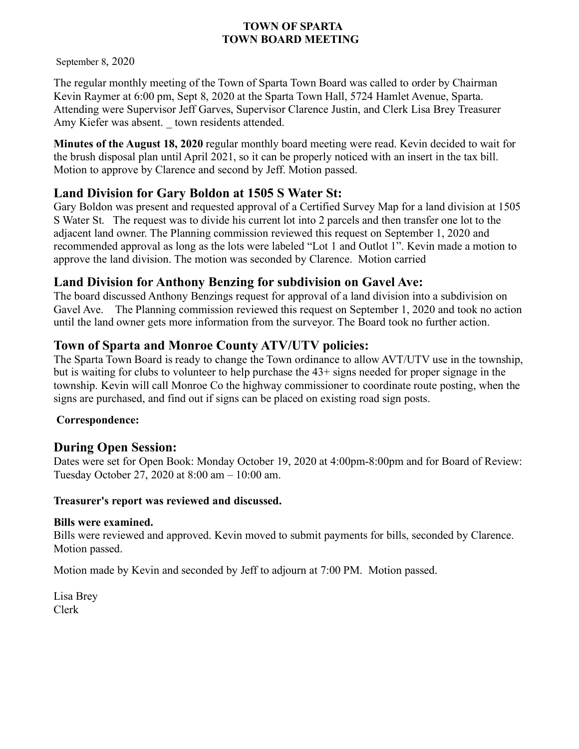**TOWN OF SPARTA**
**TOWN BOARD MEETING**

September 8, 2020

The regular monthly meeting of the Town of Sparta Town Board was called to order by Chairman Kevin Raymer at 6:00 pm, Sept 8, 2020 at the Sparta Town Hall, 5724 Hamlet Avenue, Sparta. Attending were Supervisor Jeff Garves, Supervisor Clarence Justin, and Clerk Lisa Brey Treasurer Amy Kiefer was absent. _ town residents attended.

**Minutes of the August 18, 2020** regular monthly board meeting were read. Kevin decided to wait for the brush disposal plan until April 2021, so it can be properly noticed with an insert in the tax bill. Motion to approve by Clarence and second by Jeff. Motion passed.

## Land Division for Gary Boldon at 1505 S Water St:

Gary Boldon was present and requested approval of a Certified Survey Map for a land division at 1505 S Water St. The request was to divide his current lot into 2 parcels and then transfer one lot to the adjacent land owner. The Planning commission reviewed this request on September 1, 2020 and recommended approval as long as the lots were labeled "Lot 1 and Outlot 1". Kevin made a motion to approve the land division. The motion was seconded by Clarence. Motion carried

## Land Division for Anthony Benzing for subdivision on Gavel Ave:

The board discussed Anthony Benzings request for approval of a land division into a subdivision on Gavel Ave. The Planning commission reviewed this request on September 1, 2020 and took no action until the land owner gets more information from the surveyor. The Board took no further action.

## Town of Sparta and Monroe County ATV/UTV policies:

The Sparta Town Board is ready to change the Town ordinance to allow AVT/UTV use in the township, but is waiting for clubs to volunteer to help purchase the 43+ signs needed for proper signage in the township. Kevin will call Monroe Co the highway commissioner to coordinate route posting, when the signs are purchased, and find out if signs can be placed on existing road sign posts.

**Correspondence:**

## During Open Session:

Dates were set for Open Book: Monday October 19, 2020 at 4:00pm-8:00pm and for Board of Review: Tuesday October 27, 2020 at 8:00 am – 10:00 am.

**Treasurer's report was reviewed and discussed.**

**Bills were examined.**

Bills were reviewed and approved. Kevin moved to submit payments for bills, seconded by Clarence. Motion passed.

Motion made by Kevin and seconded by Jeff to adjourn at 7:00 PM. Motion passed.

Lisa Brey
Clerk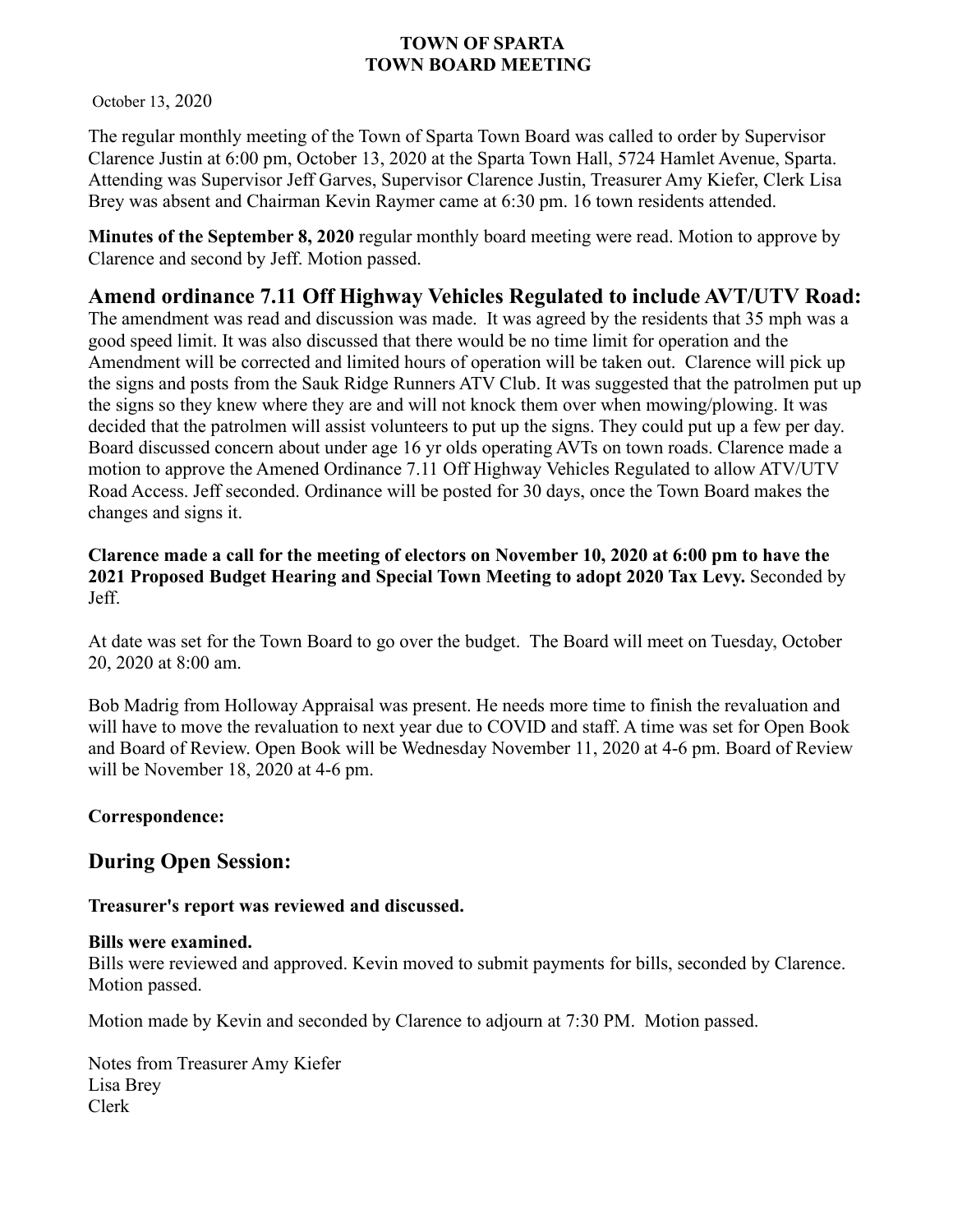**TOWN OF SPARTA**
**TOWN BOARD MEETING**

October 13, 2020

The regular monthly meeting of the Town of Sparta Town Board was called to order by Supervisor Clarence Justin at 6:00 pm, October 13, 2020 at the Sparta Town Hall, 5724 Hamlet Avenue, Sparta. Attending was Supervisor Jeff Garves, Supervisor Clarence Justin, Treasurer Amy Kiefer, Clerk Lisa Brey was absent and Chairman Kevin Raymer came at 6:30 pm. 16 town residents attended.

**Minutes of the September 8, 2020** regular monthly board meeting were read. Motion to approve by Clarence and second by Jeff. Motion passed.

## Amend ordinance 7.11 Off Highway Vehicles Regulated to include AVT/UTV Road:

The amendment was read and discussion was made. It was agreed by the residents that 35 mph was a good speed limit. It was also discussed that there would be no time limit for operation and the Amendment will be corrected and limited hours of operation will be taken out. Clarence will pick up the signs and posts from the Sauk Ridge Runners ATV Club. It was suggested that the patrolmen put up the signs so they knew where they are and will not knock them over when mowing/plowing. It was decided that the patrolmen will assist volunteers to put up the signs. They could put up a few per day. Board discussed concern about under age 16 yr olds operating AVTs on town roads. Clarence made a motion to approve the Amened Ordinance 7.11 Off Highway Vehicles Regulated to allow ATV/UTV Road Access. Jeff seconded. Ordinance will be posted for 30 days, once the Town Board makes the changes and signs it.

**Clarence made a call for the meeting of electors on November 10, 2020 at 6:00 pm to have the 2021 Proposed Budget Hearing and Special Town Meeting to adopt 2020 Tax Levy.** Seconded by Jeff.

At date was set for the Town Board to go over the budget. The Board will meet on Tuesday, October 20, 2020 at 8:00 am.

Bob Madrig from Holloway Appraisal was present. He needs more time to finish the revaluation and will have to move the revaluation to next year due to COVID and staff. A time was set for Open Book and Board of Review. Open Book will be Wednesday November 11, 2020 at 4-6 pm. Board of Review will be November 18, 2020 at 4-6 pm.

**Correspondence:**

## During Open Session:

**Treasurer's report was reviewed and discussed.**

**Bills were examined.**
Bills were reviewed and approved. Kevin moved to submit payments for bills, seconded by Clarence. Motion passed.

Motion made by Kevin and seconded by Clarence to adjourn at 7:30 PM. Motion passed.

Notes from Treasurer Amy Kiefer
Lisa Brey
Clerk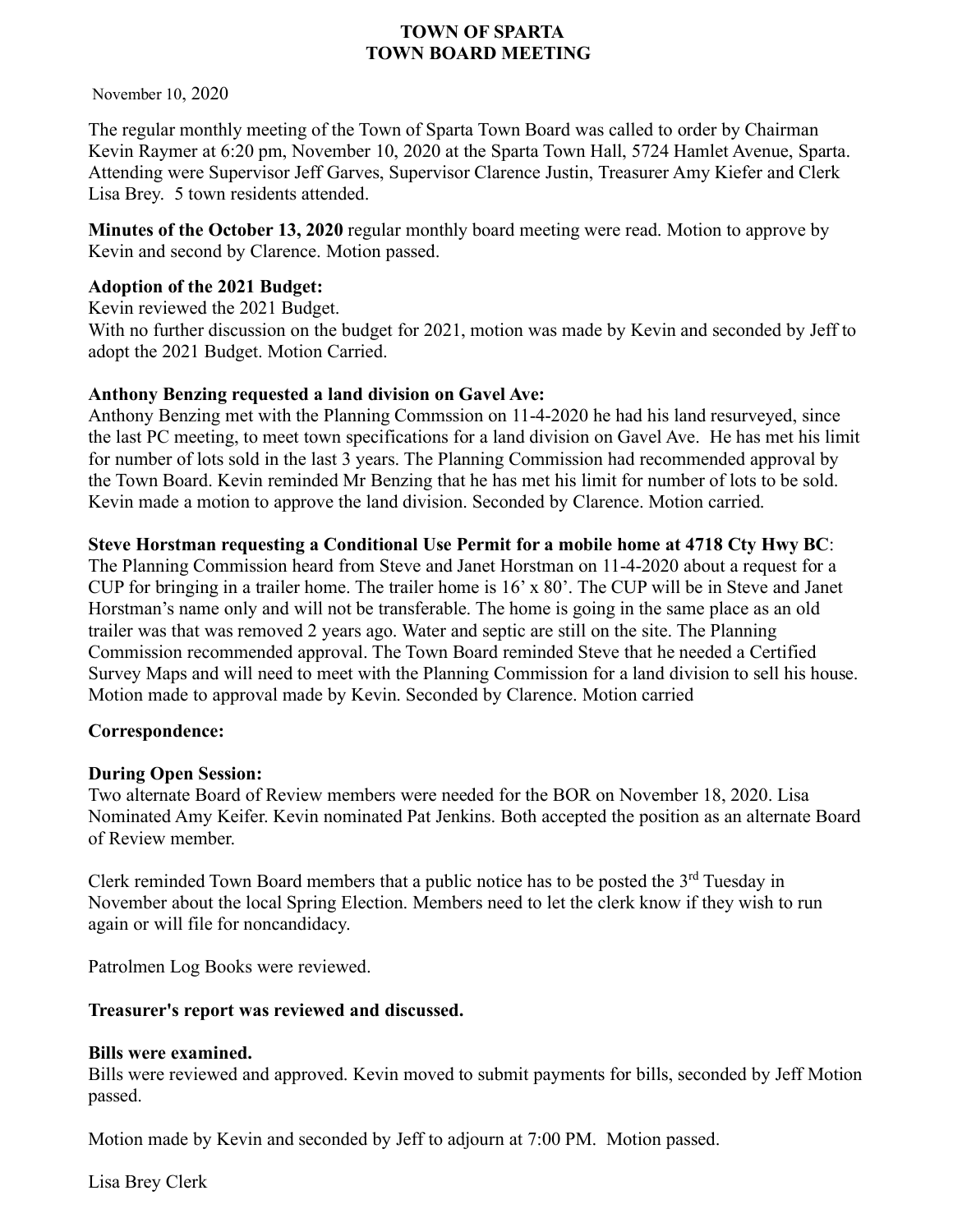# TOWN OF SPARTA
# TOWN BOARD MEETING

November 10, 2020

The regular monthly meeting of the Town of Sparta Town Board was called to order by Chairman Kevin Raymer at 6:20 pm, November 10, 2020 at the Sparta Town Hall, 5724 Hamlet Avenue, Sparta. Attending were Supervisor Jeff Garves, Supervisor Clarence Justin, Treasurer Amy Kiefer and Clerk Lisa Brey. 5 town residents attended.

**Minutes of the October 13, 2020** regular monthly board meeting were read. Motion to approve by Kevin and second by Clarence. Motion passed.

**Adoption of the 2021 Budget:**
Kevin reviewed the 2021 Budget.
With no further discussion on the budget for 2021, motion was made by Kevin and seconded by Jeff to adopt the 2021 Budget. Motion Carried.

**Anthony Benzing requested a land division on Gavel Ave:**
Anthony Benzing met with the Planning Commssion on 11-4-2020 he had his land resurveyed, since the last PC meeting, to meet town specifications for a land division on Gavel Ave. He has met his limit for number of lots sold in the last 3 years. The Planning Commission had recommended approval by the Town Board. Kevin reminded Mr Benzing that he has met his limit for number of lots to be sold. Kevin made a motion to approve the land division. Seconded by Clarence. Motion carried.

**Steve Horstman requesting a Conditional Use Permit for a mobile home at 4718 Cty Hwy BC**:
The Planning Commission heard from Steve and Janet Horstman on 11-4-2020 about a request for a CUP for bringing in a trailer home. The trailer home is 16' x 80'. The CUP will be in Steve and Janet Horstman's name only and will not be transferable. The home is going in the same place as an old trailer was that was removed 2 years ago. Water and septic are still on the site. The Planning Commission recommended approval. The Town Board reminded Steve that he needed a Certified Survey Maps and will need to meet with the Planning Commission for a land division to sell his house. Motion made to approval made by Kevin. Seconded by Clarence. Motion carried

**Correspondence:**

**During Open Session:**
Two alternate Board of Review members were needed for the BOR on November 18, 2020. Lisa Nominated Amy Keifer. Kevin nominated Pat Jenkins. Both accepted the position as an alternate Board of Review member.

Clerk reminded Town Board members that a public notice has to be posted the 3rd Tuesday in November about the local Spring Election. Members need to let the clerk know if they wish to run again or will file for noncandidacy.

Patrolmen Log Books were reviewed.

**Treasurer's report was reviewed and discussed.**

**Bills were examined.**
Bills were reviewed and approved. Kevin moved to submit payments for bills, seconded by Jeff Motion passed.

Motion made by Kevin and seconded by Jeff to adjourn at 7:00 PM. Motion passed.

Lisa Brey Clerk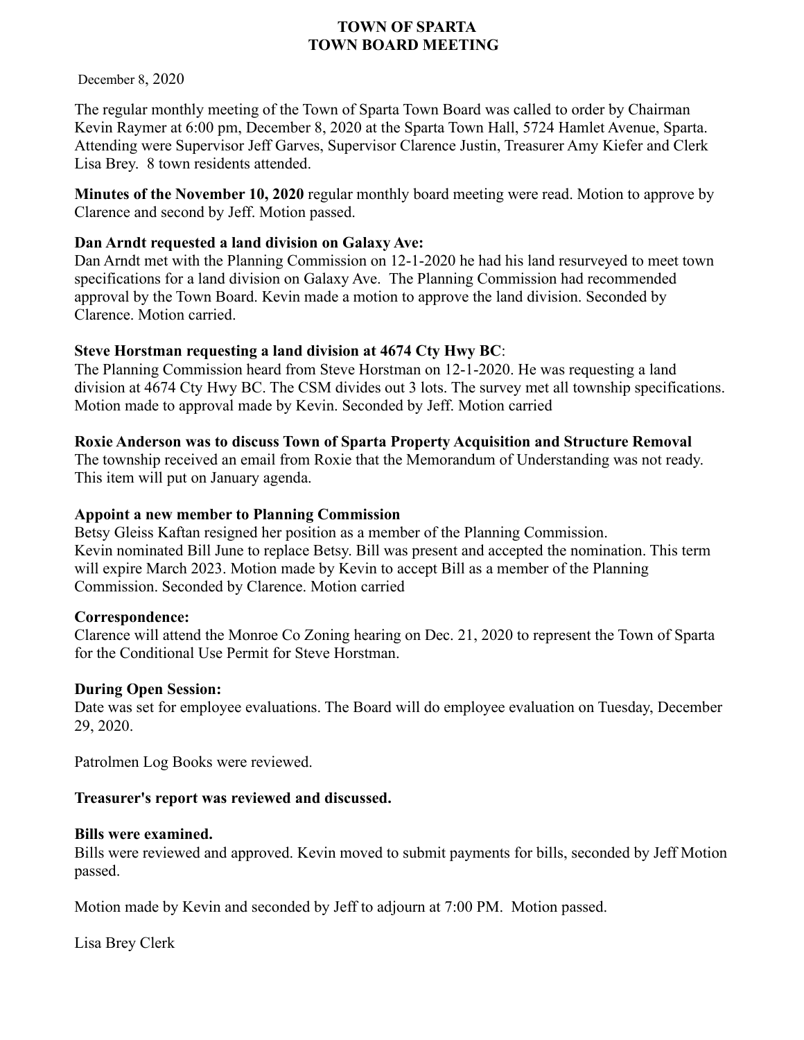**TOWN OF SPARTA**
**TOWN BOARD MEETING**

December 8, 2020

The regular monthly meeting of the Town of Sparta Town Board was called to order by Chairman Kevin Raymer at 6:00 pm, December 8, 2020 at the Sparta Town Hall, 5724 Hamlet Avenue, Sparta. Attending were Supervisor Jeff Garves, Supervisor Clarence Justin, Treasurer Amy Kiefer and Clerk Lisa Brey. 8 town residents attended.

**Minutes of the November 10, 2020** regular monthly board meeting were read. Motion to approve by Clarence and second by Jeff. Motion passed.

**Dan Arndt requested a land division on Galaxy Ave:**
Dan Arndt met with the Planning Commission on 12-1-2020 he had his land resurveyed to meet town specifications for a land division on Galaxy Ave. The Planning Commission had recommended approval by the Town Board. Kevin made a motion to approve the land division. Seconded by Clarence. Motion carried.

**Steve Horstman requesting a land division at 4674 Cty Hwy BC**:
The Planning Commission heard from Steve Horstman on 12-1-2020. He was requesting a land division at 4674 Cty Hwy BC. The CSM divides out 3 lots. The survey met all township specifications. Motion made to approval made by Kevin. Seconded by Jeff. Motion carried

**Roxie Anderson was to discuss Town of Sparta Property Acquisition and Structure Removal**
The township received an email from Roxie that the Memorandum of Understanding was not ready. This item will put on January agenda.

**Appoint a new member to Planning Commission**
Betsy Gleiss Kaftan resigned her position as a member of the Planning Commission.
Kevin nominated Bill June to replace Betsy. Bill was present and accepted the nomination. This term will expire March 2023. Motion made by Kevin to accept Bill as a member of the Planning Commission. Seconded by Clarence. Motion carried

**Correspondence:**
Clarence will attend the Monroe Co Zoning hearing on Dec. 21, 2020 to represent the Town of Sparta for the Conditional Use Permit for Steve Horstman.

**During Open Session:**
Date was set for employee evaluations. The Board will do employee evaluation on Tuesday, December 29, 2020.

Patrolmen Log Books were reviewed.

**Treasurer's report was reviewed and discussed.**

**Bills were examined.**
Bills were reviewed and approved. Kevin moved to submit payments for bills, seconded by Jeff Motion passed.

Motion made by Kevin and seconded by Jeff to adjourn at 7:00 PM. Motion passed.

Lisa Brey Clerk